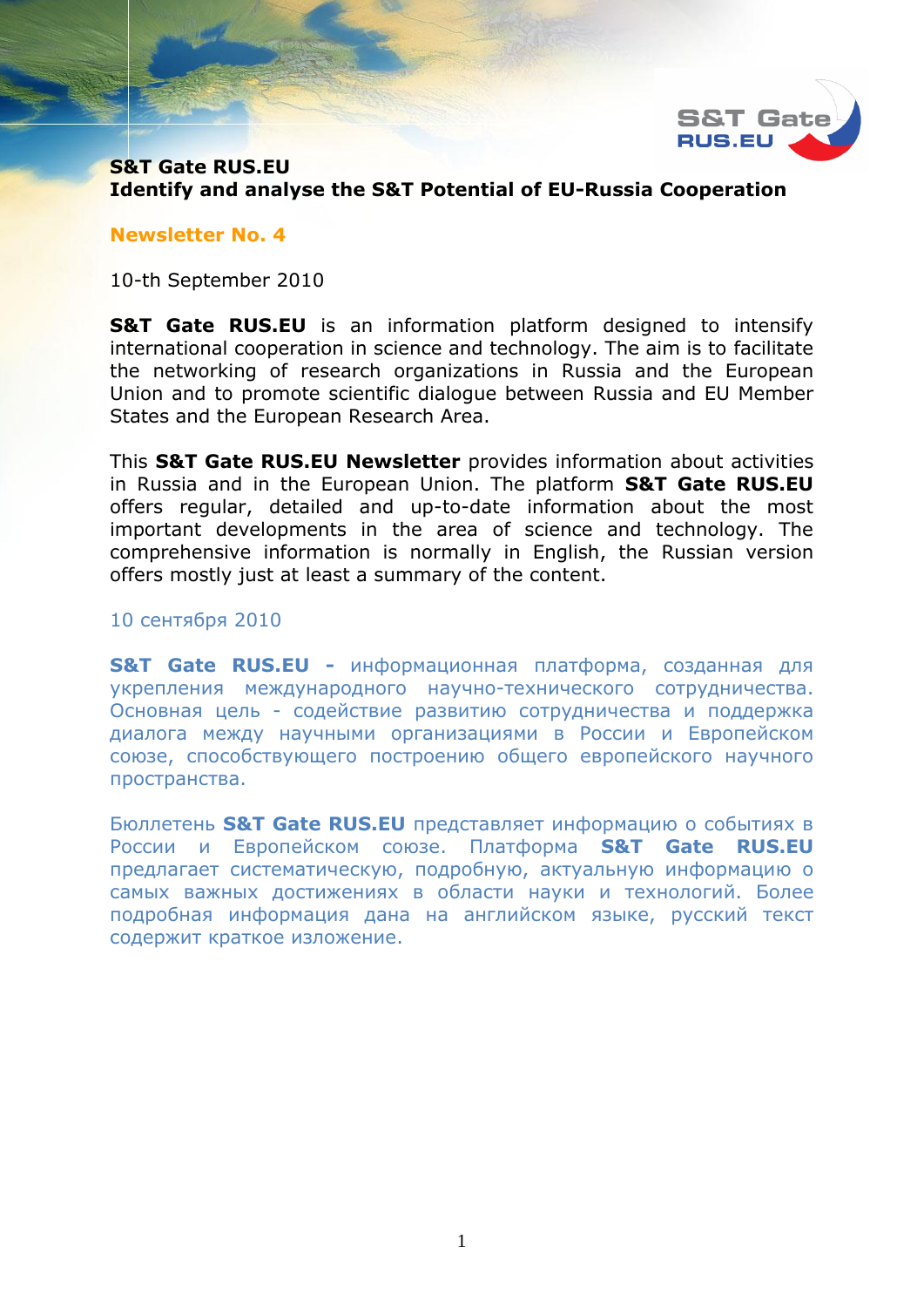**S&T Gate RUS.EU**
**Identify and analyse the S&T Potential of EU-Russia Cooperation**

## Newsletter No. 4

10-th September 2010

**S&T Gate RUS.EU** is an information platform designed to intensify international cooperation in science and technology. The aim is to facilitate the networking of research organizations in Russia and the European Union and to promote scientific dialogue between Russia and EU Member States and the European Research Area.

This **S&T Gate RUS.EU Newsletter** provides information about activities in Russia and in the European Union. The platform **S&T Gate RUS.EU** offers regular, detailed and up-to-date information about the most important developments in the area of science and technology. The comprehensive information is normally in English, the Russian version offers mostly just at least a summary of the content.

10 сентября 2010

**S&T Gate RUS.EU -** информационная платформа, созданная для укрепления международного научно-технического сотрудничества. Основная цель - содействие развитию сотрудничества и поддержка диалога между научными организациями в России и Европейском союзе, способствующего построению общего европейского научного пространства.

Бюллетень **S&T Gate RUS.EU** представляет информацию о событиях в России и Европейском союзе. Платформа **S&T Gate RUS.EU** предлагает систематическую, подробную, актуальную информацию о самых важных достижениях в области науки и технологий. Более подробная информация дана на английском языке, русский текст содержит краткое изложение.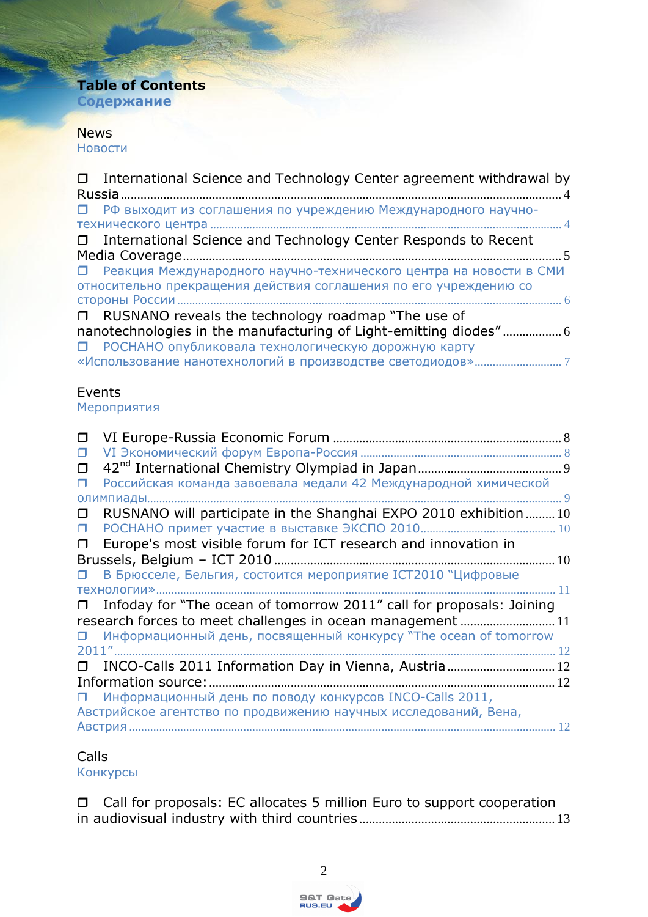# Table of Contents
## Содержание

### News
### Новости

- ❒ International Science and Technology Center agreement withdrawal by Russia ........ 4
- ❒ РФ выходит из соглашения по учреждению Международного научно-технического центра ........ 4
- ❒ International Science and Technology Center Responds to Recent Media Coverage ........ 5
- ❒ Реакция Международного научно-технического центра на новости в СМИ относительно прекращения действия соглашения по его учреждению со стороны России ........ 6
- ❒ RUSNANO reveals the technology roadmap "The use of nanotechnologies in the manufacturing of Light-emitting diodes" ........ 6
- ❒ РОСНАНО опубликовала технологическую дорожную карту «Использование нанотехнологий в производстве светодиодов» ........ 7

### Events
### Мероприятия

- ❒ VI Europe-Russia Economic Forum ........ 8
- ❒ VI Экономический форум Европа-Россия ........ 8
- ❒ 42nd International Chemistry Olympiad in Japan ........ 9
- ❒ Российская команда завоевала медали 42 Международной химической олимпиады ........ 9
- ❒ RUSNANO will participate in the Shanghai EXPO 2010 exhibition ........ 10
- ❒ РОСНАНО примет участие в выставке ЭКСПО 2010 ........ 10
- ❒ Europe's most visible forum for ICT research and innovation in Brussels, Belgium – ICT 2010 ........ 10
- ❒ В Брюсселе, Бельгия, состоится мероприятие ICT2010 "Цифровые технологии» ........ 11
- ❒ Infoday for "The ocean of tomorrow 2011" call for proposals: Joining research forces to meet challenges in ocean management ........ 11
- ❒ Информационный день, посвященный конкурсу "The ocean of tomorrow 2011" ........ 12
- ❒ INCO-Calls 2011 Information Day in Vienna, Austria ........ 12
  Information source: ........ 12
- ❒ Информационный день по поводу конкурсов INCO-Calls 2011, Австрийское агентство по продвижению научных исследований, Вена, Австрия ........ 12

### Calls
### Конкурсы

- ❒ Call for proposals: EC allocates 5 million Euro to support cooperation in audiovisual industry with third countries ........ 13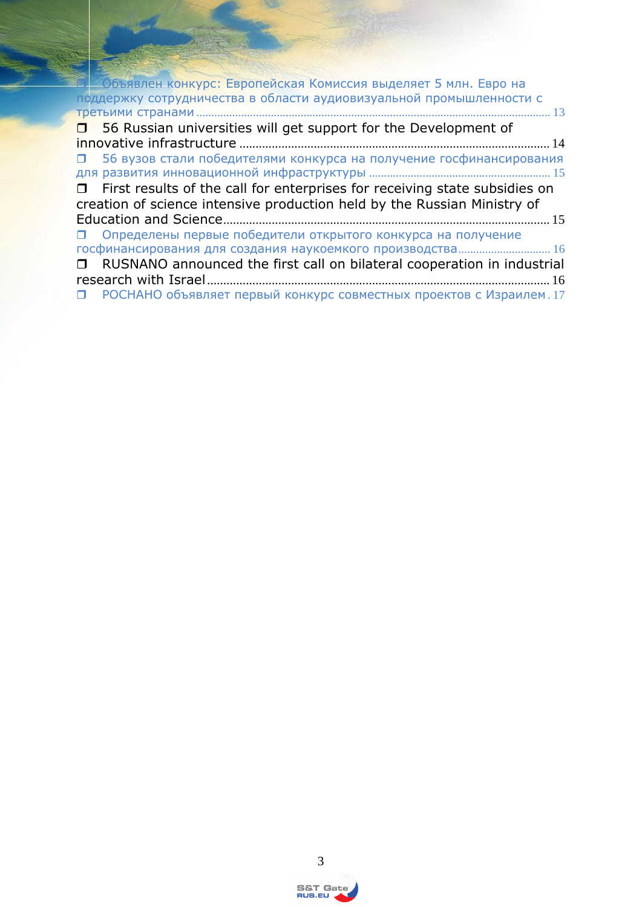- Объявлен конкурс: Европейская Комиссия выделяет 5 млн. Евро на поддержку сотрудничества в области аудиовизуальной промышленности с третьими странами ........ 13
- 56 Russian universities will get support for the Development of innovative infrastructure ........ 14
- 56 вузов стали победителями конкурса на получение госфинансирования для развития инновационной инфраструктуры ........ 15
- First results of the call for enterprises for receiving state subsidies on creation of science intensive production held by the Russian Ministry of Education and Science ........ 15
- Определены первые победители открытого конкурса на получение госфинансирования для создания наукоемкого производства ........ 16
- RUSNANO announced the first call on bilateral cooperation in industrial research with Israel ........ 16
- РОСНАНО объявляет первый конкурс совместных проектов с Израилем ........ 17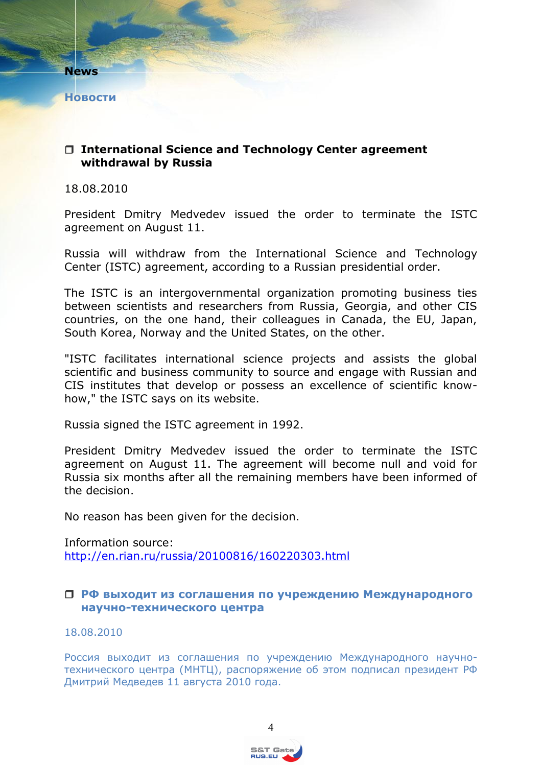# News

# Новости

## ❒ International Science and Technology Center agreement withdrawal by Russia

18.08.2010

President Dmitry Medvedev issued the order to terminate the ISTC agreement on August 11.

Russia will withdraw from the International Science and Technology Center (ISTC) agreement, according to a Russian presidential order.

The ISTC is an intergovernmental organization promoting business ties between scientists and researchers from Russia, Georgia, and other CIS countries, on the one hand, their colleagues in Canada, the EU, Japan, South Korea, Norway and the United States, on the other.

"ISTC facilitates international science projects and assists the global scientific and business community to source and engage with Russian and CIS institutes that develop or possess an excellence of scientific know-how," the ISTC says on its website.

Russia signed the ISTC agreement in 1992.

President Dmitry Medvedev issued the order to terminate the ISTC agreement on August 11. The agreement will become null and void for Russia six months after all the remaining members have been informed of the decision.

No reason has been given for the decision.

Information source:
http://en.rian.ru/russia/20100816/160220303.html

## ❒ РФ выходит из соглашения по учреждению Международного научно-технического центра

18.08.2010

Россия выходит из соглашения по учреждению Международного научно-технического центра (МНТЦ), распоряжение об этом подписал президент РФ Дмитрий Медведев 11 августа 2010 года.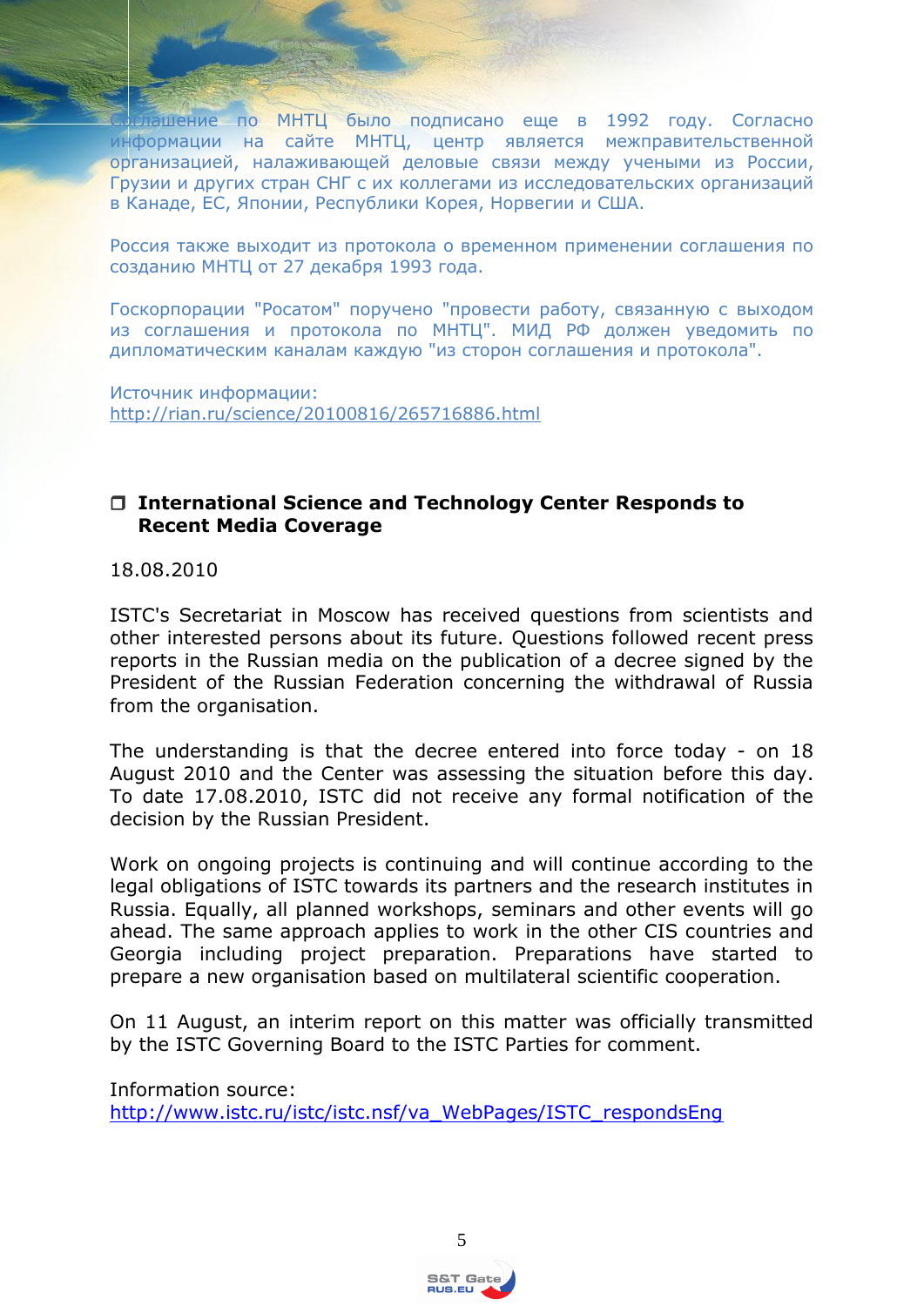Соглашение по МНТЦ было подписано еще в 1992 году. Согласно информации на сайте МНТЦ, центр является межправительственной организацией, налаживающей деловые связи между учеными из России, Грузии и других стран СНГ с их коллегами из исследовательских организаций в Канаде, ЕС, Японии, Республики Корея, Норвегии и США.

Россия также выходит из протокола о временном применении соглашения по созданию МНТЦ от 27 декабря 1993 года.

Госкорпорации "Росатом" поручено "провести работу, связанную с выходом из соглашения и протокола по МНТЦ". МИД РФ должен уведомить по дипломатическим каналам каждую "из сторон соглашения и протокола".

Источник информации:
http://rian.ru/science/20100816/265716886.html

## International Science and Technology Center Responds to Recent Media Coverage

18.08.2010

ISTC's Secretariat in Moscow has received questions from scientists and other interested persons about its future. Questions followed recent press reports in the Russian media on the publication of a decree signed by the President of the Russian Federation concerning the withdrawal of Russia from the organisation.

The understanding is that the decree entered into force today - on 18 August 2010 and the Center was assessing the situation before this day. To date 17.08.2010, ISTC did not receive any formal notification of the decision by the Russian President.

Work on ongoing projects is continuing and will continue according to the legal obligations of ISTC towards its partners and the research institutes in Russia. Equally, all planned workshops, seminars and other events will go ahead. The same approach applies to work in the other CIS countries and Georgia including project preparation. Preparations have started to prepare a new organisation based on multilateral scientific cooperation.

On 11 August, an interim report on this matter was officially transmitted by the ISTC Governing Board to the ISTC Parties for comment.

Information source:
http://www.istc.ru/istc/istc.nsf/va_WebPages/ISTC_respondsEng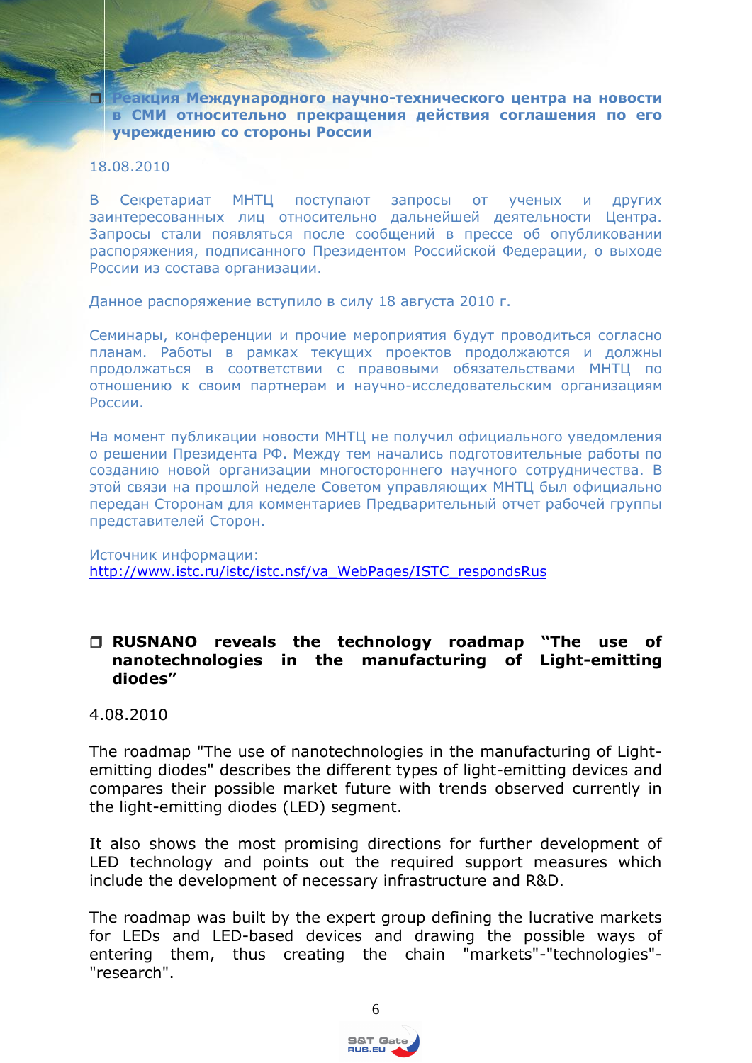### ❐ Реакция Международного научно-технического центра на новости в СМИ относительно прекращения действия соглашения по его учреждению со стороны России

18.08.2010

В Секретариат МНТЦ поступают запросы от ученых и других заинтересованных лиц относительно дальнейшей деятельности Центра. Запросы стали появляться после сообщений в прессе об опубликовании распоряжения, подписанного Президентом Российской Федерации, о выходе России из состава организации.

Данное распоряжение вступило в силу 18 августа 2010 г.

Семинары, конференции и прочие мероприятия будут проводиться согласно планам. Работы в рамках текущих проектов продолжаются и должны продолжаться в соответствии с правовыми обязательствами МНТЦ по отношению к своим партнерам и научно-исследовательским организациям России.

На момент публикации новости МНТЦ не получил официального уведомления о решении Президента РФ. Между тем начались подготовительные работы по созданию новой организации многостороннего научного сотрудничества. В этой связи на прошлой неделе Советом управляющих МНТЦ был официально передан Сторонам для комментариев Предварительный отчет рабочей группы представителей Сторон.

Источник информации:
http://www.istc.ru/istc/istc.nsf/va_WebPages/ISTC_respondsRus

### ❐ RUSNANO reveals the technology roadmap "The use of nanotechnologies in the manufacturing of Light-emitting diodes"

4.08.2010

The roadmap "The use of nanotechnologies in the manufacturing of Light-emitting diodes" describes the different types of light-emitting devices and compares their possible market future with trends observed currently in the light-emitting diodes (LED) segment.

It also shows the most promising directions for further development of LED technology and points out the required support measures which include the development of necessary infrastructure and R&D.

The roadmap was built by the expert group defining the lucrative markets for LEDs and LED-based devices and drawing the possible ways of entering them, thus creating the chain "markets"-"technologies"-"research".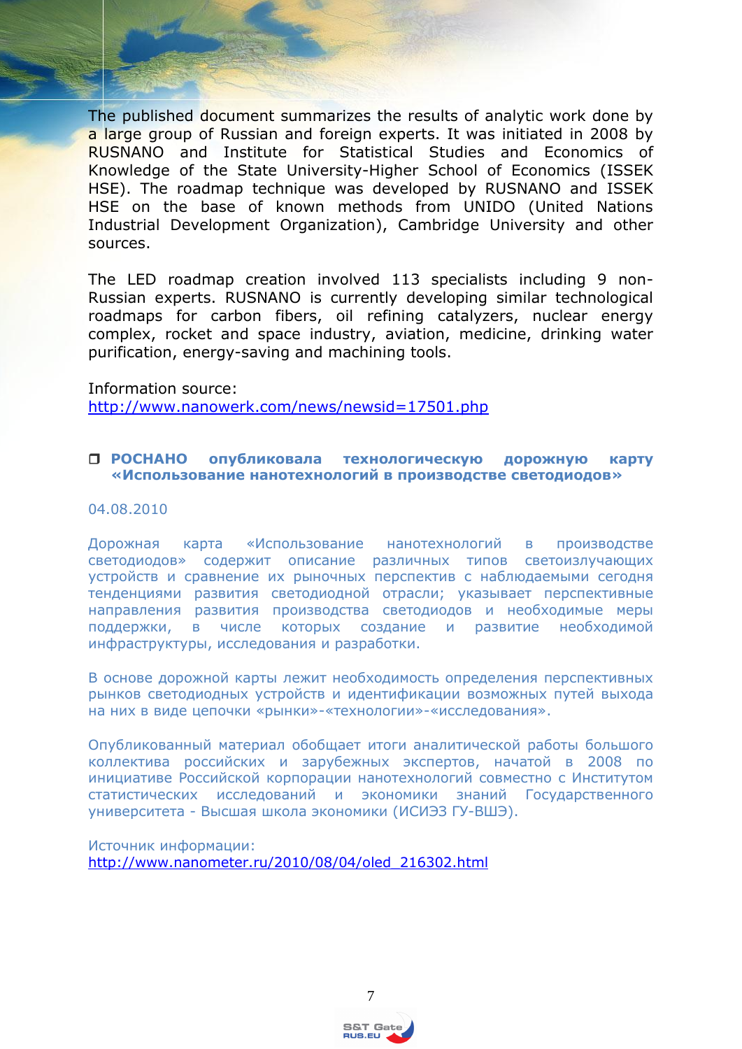The published document summarizes the results of analytic work done by a large group of Russian and foreign experts. It was initiated in 2008 by RUSNANO and Institute for Statistical Studies and Economics of Knowledge of the State University-Higher School of Economics (ISSEK HSE). The roadmap technique was developed by RUSNANO and ISSEK HSE on the base of known methods from UNIDO (United Nations Industrial Development Organization), Cambridge University and other sources.

The LED roadmap creation involved 113 specialists including 9 non-Russian experts. RUSNANO is currently developing similar technological roadmaps for carbon fibers, oil refining catalyzers, nuclear energy complex, rocket and space industry, aviation, medicine, drinking water purification, energy-saving and machining tools.

Information source:
http://www.nanowerk.com/news/newsid=17501.php

### ❒ РОСНАНО опубликовала технологическую дорожную карту «Использование нанотехнологий в производстве светодиодов»

04.08.2010

Дорожная карта «Использование нанотехнологий в производстве светодиодов» содержит описание различных типов светоизлучающих устройств и сравнение их рыночных перспектив с наблюдаемыми сегодня тенденциями развития светодиодной отрасли; указывает перспективные направления развития производства светодиодов и необходимые меры поддержки, в числе которых создание и развитие необходимой инфраструктуры, исследования и разработки.

В основе дорожной карты лежит необходимость определения перспективных рынков светодиодных устройств и идентификации возможных путей выхода на них в виде цепочки «рынки»-«технологии»-«исследования».

Опубликованный материал обобщает итоги аналитической работы большого коллектива российских и зарубежных экспертов, начатой в 2008 по инициативе Российской корпорации нанотехнологий совместно с Институтом статистических исследований и экономики знаний Государственного университета - Высшая школа экономики (ИСИЭЗ ГУ-ВШЭ).

Источник информации:
http://www.nanometer.ru/2010/08/04/oled_216302.html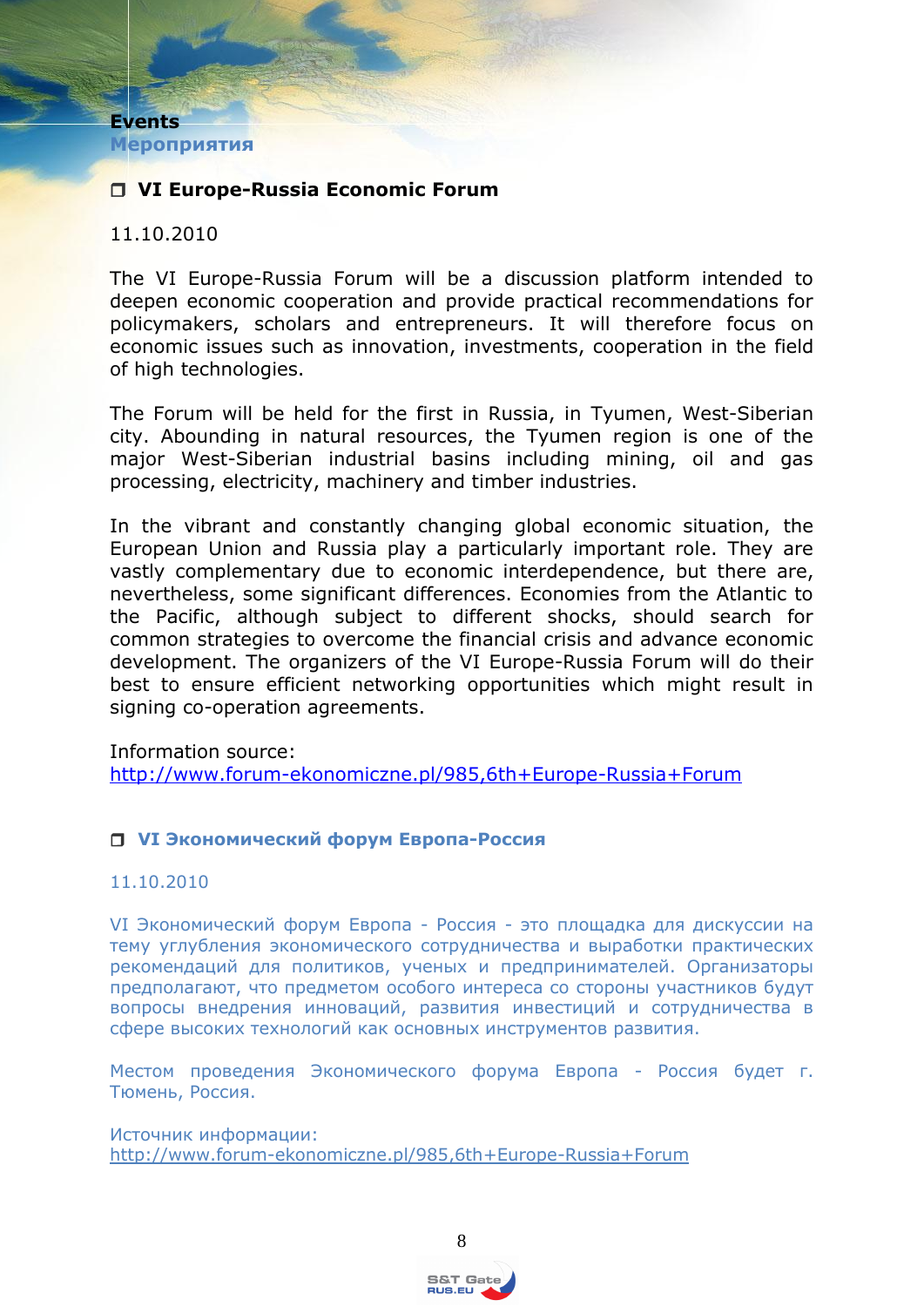**Events**
**Мероприятия**

### ❒ VI Europe-Russia Economic Forum

11.10.2010

The VI Europe-Russia Forum will be a discussion platform intended to deepen economic cooperation and provide practical recommendations for policymakers, scholars and entrepreneurs. It will therefore focus on economic issues such as innovation, investments, cooperation in the field of high technologies.

The Forum will be held for the first in Russia, in Tyumen, West-Siberian city. Abounding in natural resources, the Tyumen region is one of the major West-Siberian industrial basins including mining, oil and gas processing, electricity, machinery and timber industries.

In the vibrant and constantly changing global economic situation, the European Union and Russia play a particularly important role. They are vastly complementary due to economic interdependence, but there are, nevertheless, some significant differences. Economies from the Atlantic to the Pacific, although subject to different shocks, should search for common strategies to overcome the financial crisis and advance economic development. The organizers of the VI Europe-Russia Forum will do their best to ensure efficient networking opportunities which might result in signing co-operation agreements.

Information source:
http://www.forum-ekonomiczne.pl/985,6th+Europe-Russia+Forum

### ❒ VI Экономический форум Европа-Россия

11.10.2010

VI Экономический форум Европа - Россия - это площадка для дискуссии на тему углубления экономического сотрудничества и выработки практических рекомендаций для политиков, ученых и предпринимателей. Организаторы предполагают, что предметом особого интереса со стороны участников будут вопросы внедрения инноваций, развития инвестиций и сотрудничества в сфере высоких технологий как основных инструментов развития.

Местом проведения Экономического форума Европа - Россия будет г. Тюмень, Россия.

Источник информации:
http://www.forum-ekonomiczne.pl/985,6th+Europe-Russia+Forum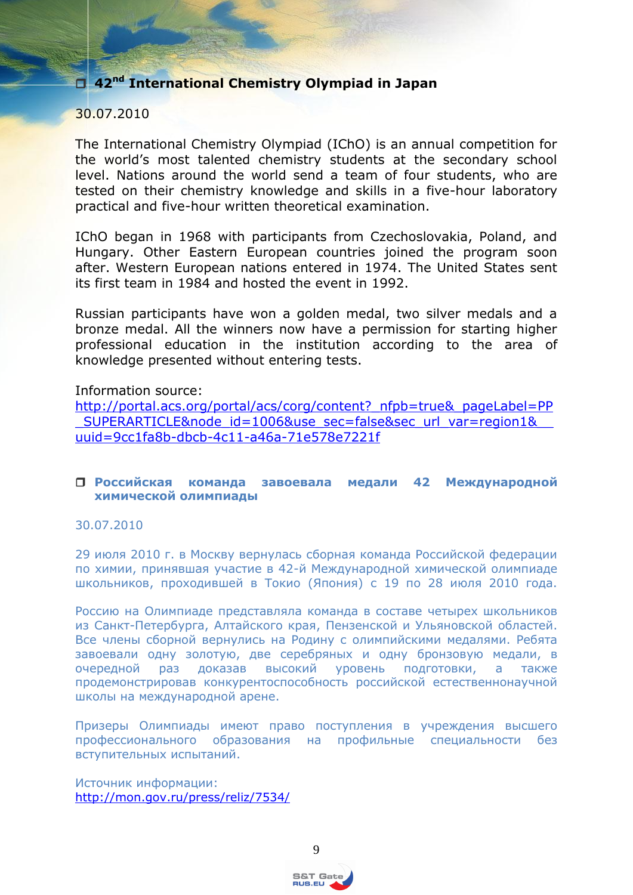## 42nd International Chemistry Olympiad in Japan

30.07.2010

The International Chemistry Olympiad (IChO) is an annual competition for the world's most talented chemistry students at the secondary school level. Nations around the world send a team of four students, who are tested on their chemistry knowledge and skills in a five-hour laboratory practical and five-hour written theoretical examination.

IChO began in 1968 with participants from Czechoslovakia, Poland, and Hungary. Other Eastern European countries joined the program soon after. Western European nations entered in 1974. The United States sent its first team in 1984 and hosted the event in 1992.

Russian participants have won a golden medal, two silver medals and a bronze medal. All the winners now have a permission for starting higher professional education in the institution according to the area of knowledge presented without entering tests.

Information source:
http://portal.acs.org/portal/acs/corg/content?_nfpb=true&_pageLabel=PP_SUPERARTICLE&node_id=1006&use_sec=false&sec_url_var=region1&__uuid=9cc1fa8b-dbcb-4c11-a46a-71e578e7221f

## Российская команда завоевала медали 42 Международной химической олимпиады

30.07.2010

29 июля 2010 г. в Москву вернулась сборная команда Российской федерации по химии, принявшая участие в 42-й Международной химической олимпиаде школьников, проходившей в Токио (Япония) с 19 по 28 июля 2010 года.

Россию на Олимпиаде представляла команда в составе четырех школьников из Санкт-Петербурга, Алтайского края, Пензенской и Ульяновской областей. Все члены сборной вернулись на Родину с олимпийскими медалями. Ребята завоевали одну золотую, две серебряных и одну бронзовую медали, в очередной раз доказав высокий уровень подготовки, а также продемонстрировав конкурентоспособность российской естественнонаучной школы на международной арене.

Призеры Олимпиады имеют право поступления в учреждения высшего профессионального образования на профильные специальности без вступительных испытаний.

Источник информации:
http://mon.gov.ru/press/reliz/7534/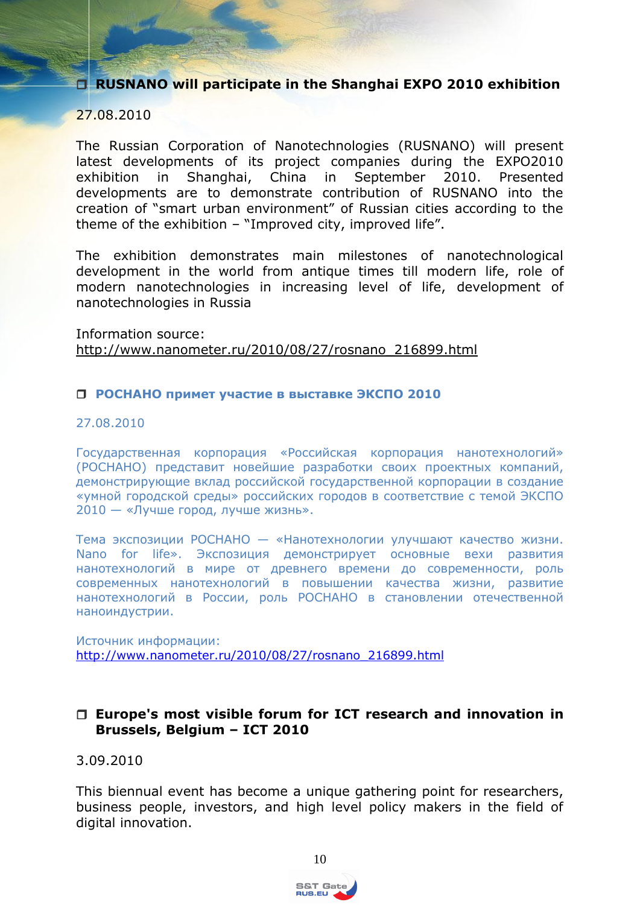## RUSNANO will participate in the Shanghai EXPO 2010 exhibition

27.08.2010

The Russian Corporation of Nanotechnologies (RUSNANO) will present latest developments of its project companies during the EXPO2010 exhibition in Shanghai, China in September 2010. Presented developments are to demonstrate contribution of RUSNANO into the creation of "smart urban environment" of Russian cities according to the theme of the exhibition – "Improved city, improved life".

The exhibition demonstrates main milestones of nanotechnological development in the world from antique times till modern life, role of modern nanotechnologies in increasing level of life, development of nanotechnologies in Russia

Information source:
http://www.nanometer.ru/2010/08/27/rosnano_216899.html

## РОСНАНО примет участие в выставке ЭКСПО 2010

27.08.2010

Государственная корпорация «Российская корпорация нанотехнологий» (РОСНАНО) представит новейшие разработки своих проектных компаний, демонстрирующие вклад российской государственной корпорации в создание «умной городской среды» российских городов в соответствие с темой ЭКСПО 2010 — «Лучше город, лучше жизнь».

Тема экспозиции РОСНАНО — «Нанотехнологии улучшают качество жизни. Nano for life». Экспозиция демонстрирует основные вехи развития нанотехнологий в мире от древнего времени до современности, роль современных нанотехнологий в повышении качества жизни, развитие нанотехнологий в России, роль РОСНАНО в становлении отечественной наноиндустрии.

Источник информации:
http://www.nanometer.ru/2010/08/27/rosnano_216899.html

## Europe's most visible forum for ICT research and innovation in Brussels, Belgium – ICT 2010

3.09.2010

This biennual event has become a unique gathering point for researchers, business people, investors, and high level policy makers in the field of digital innovation.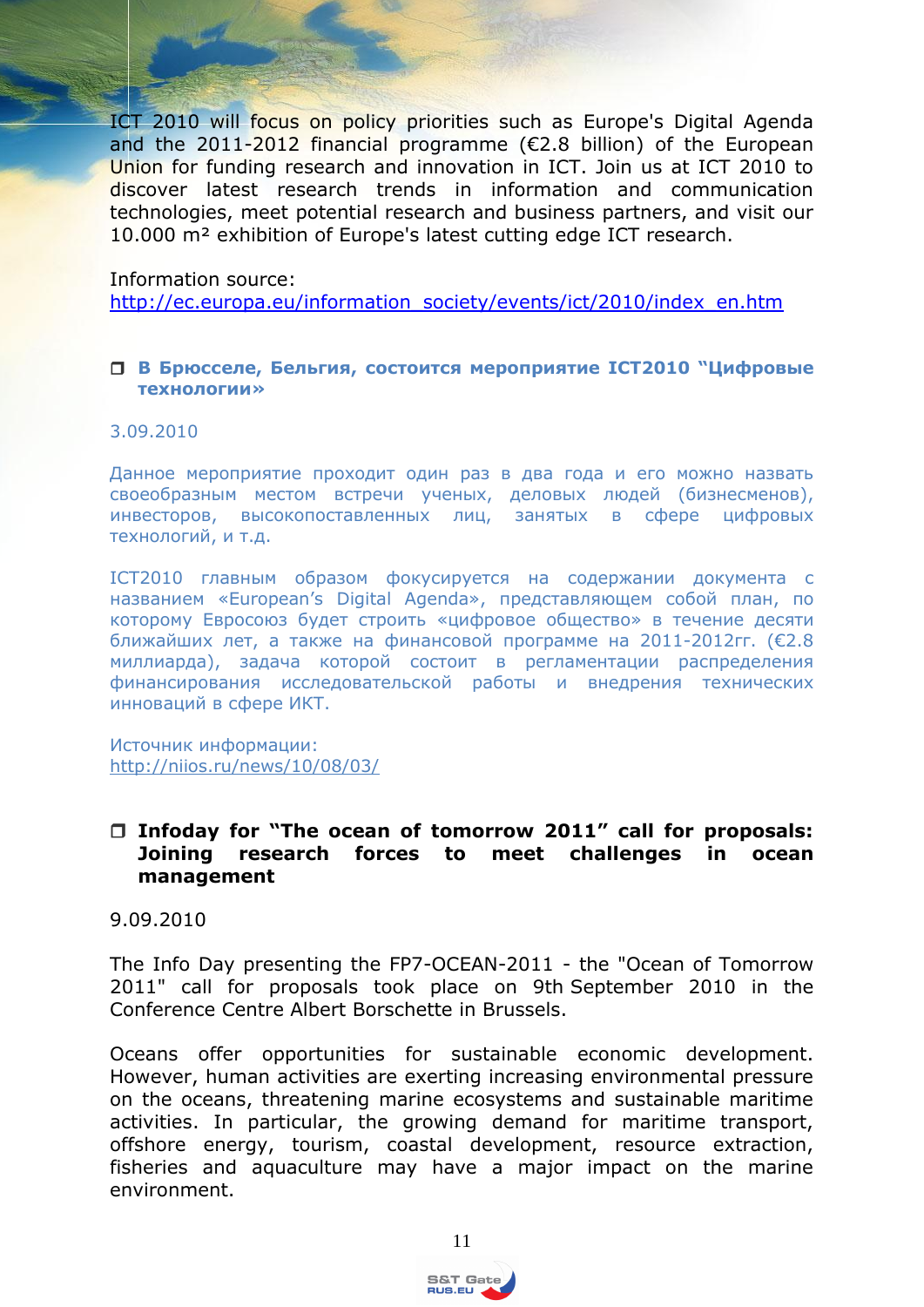ICT 2010 will focus on policy priorities such as Europe's Digital Agenda and the 2011-2012 financial programme (€2.8 billion) of the European Union for funding research and innovation in ICT. Join us at ICT 2010 to discover latest research trends in information and communication technologies, meet potential research and business partners, and visit our 10.000 m² exhibition of Europe's latest cutting edge ICT research.

Information source:
http://ec.europa.eu/information_society/events/ict/2010/index_en.htm

### ❐ В Брюсселе, Бельгия, состоится мероприятие ICT2010 "Цифровые технологии»

3.09.2010

Данное мероприятие проходит один раз в два года и его можно назвать своеобразным местом встречи ученых, деловых людей (бизнесменов), инвесторов, высокопоставленных лиц, занятых в сфере цифровых технологий, и т.д.

ICT2010 главным образом фокусируется на содержании документа с названием «European's Digital Agenda», представляющем собой план, по которому Евросоюз будет строить «цифровое общество» в течение десяти ближайших лет, а также на финансовой программе на 2011-2012гг. (€2.8 миллиарда), задача которой состоит в регламентации распределения финансирования исследовательской работы и внедрения технических инноваций в сфере ИКТ.

Источник информации:
http://niios.ru/news/10/08/03/

### ❐ Infoday for "The ocean of tomorrow 2011" call for proposals: Joining research forces to meet challenges in ocean management

9.09.2010

The Info Day presenting the FP7-OCEAN-2011 - the "Ocean of Tomorrow 2011" call for proposals took place on 9th September 2010 in the Conference Centre Albert Borschette in Brussels.

Oceans offer opportunities for sustainable economic development. However, human activities are exerting increasing environmental pressure on the oceans, threatening marine ecosystems and sustainable maritime activities. In particular, the growing demand for maritime transport, offshore energy, tourism, coastal development, resource extraction, fisheries and aquaculture may have a major impact on the marine environment.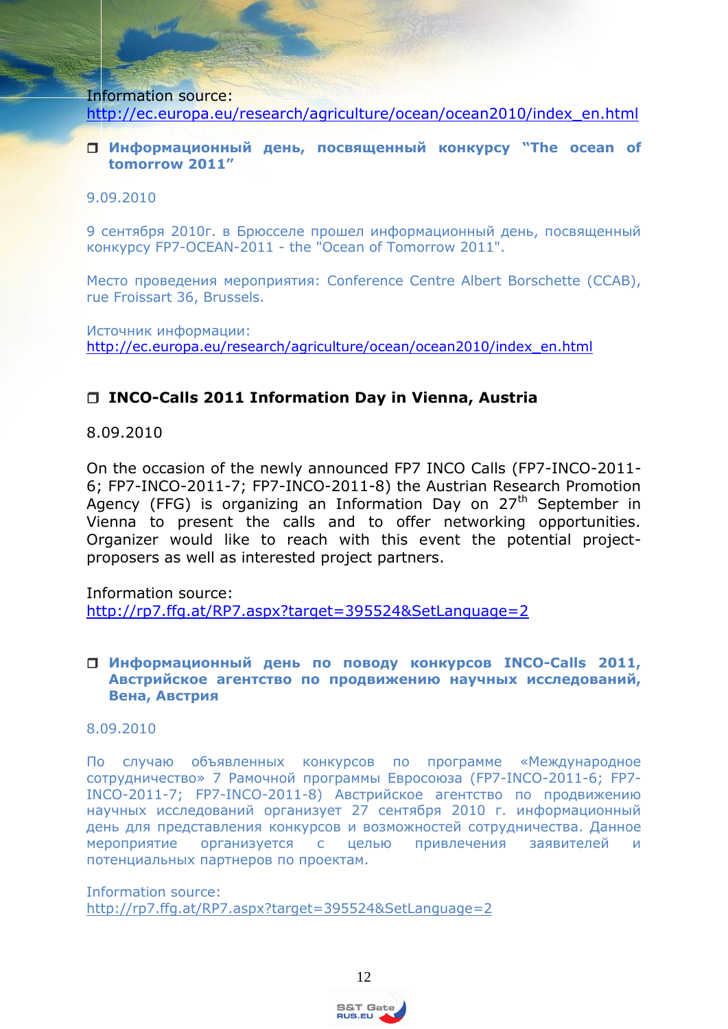Information source:
http://ec.europa.eu/research/agriculture/ocean/ocean2010/index_en.html

- **Информационный день, посвященный конкурсу "The ocean of tomorrow 2011"**

9.09.2010

9 сентября 2010г. в Брюсселе прошел информационный день, посвященный конкурсу FP7-OCEAN-2011 - the "Ocean of Tomorrow 2011".

Место проведения мероприятия: Conference Centre Albert Borschette (CCAB), rue Froissart 36, Brussels.

Источник информации:
http://ec.europa.eu/research/agriculture/ocean/ocean2010/index_en.html

- **INCO-Calls 2011 Information Day in Vienna, Austria**

8.09.2010

On the occasion of the newly announced FP7 INCO Calls (FP7-INCO-2011-6; FP7-INCO-2011-7; FP7-INCO-2011-8) the Austrian Research Promotion Agency (FFG) is organizing an Information Day on 27th September in Vienna to present the calls and to offer networking opportunities. Organizer would like to reach with this event the potential project-proposers as well as interested project partners.

Information source:
http://rp7.ffg.at/RP7.aspx?target=395524&SetLanguage=2

- **Информационный день по поводу конкурсов INCO-Calls 2011, Австрийское агентство по продвижению научных исследований, Вена, Австрия**

8.09.2010

По случаю объявленных конкурсов по программе «Международное сотрудничество» 7 Рамочной программы Евросоюза (FP7-INCO-2011-6; FP7-INCO-2011-7; FP7-INCO-2011-8) Австрийское агентство по продвижению научных исследований организует 27 сентября 2010 г. информационный день для представления конкурсов и возможностей сотрудничества. Данное мероприятие организуется с целью привлечения заявителей и потенциальных партнеров по проектам.

Information source:
http://rp7.ffg.at/RP7.aspx?target=395524&SetLanguage=2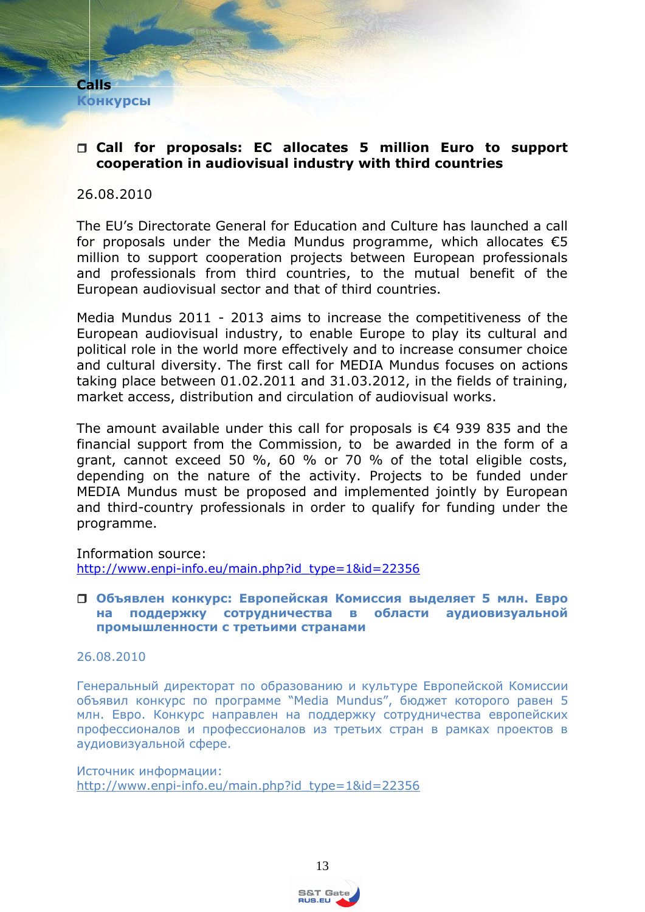**Calls**
**Конкурсы**

- **Call for proposals: EC allocates 5 million Euro to support cooperation in audiovisual industry with third countries**

26.08.2010

The EU's Directorate General for Education and Culture has launched a call for proposals under the Media Mundus programme, which allocates €5 million to support cooperation projects between European professionals and professionals from third countries, to the mutual benefit of the European audiovisual sector and that of third countries.

Media Mundus 2011 - 2013 aims to increase the competitiveness of the European audiovisual industry, to enable Europe to play its cultural and political role in the world more effectively and to increase consumer choice and cultural diversity. The first call for MEDIA Mundus focuses on actions taking place between 01.02.2011 and 31.03.2012, in the fields of training, market access, distribution and circulation of audiovisual works.

The amount available under this call for proposals is €4 939 835 and the financial support from the Commission, to be awarded in the form of a grant, cannot exceed 50 %, 60 % or 70 % of the total eligible costs, depending on the nature of the activity. Projects to be funded under MEDIA Mundus must be proposed and implemented jointly by European and third-country professionals in order to qualify for funding under the programme.

Information source:
http://www.enpi-info.eu/main.php?id_type=1&id=22356

- **Объявлен конкурс: Европейская Комиссия выделяет 5 млн. Евро на поддержку сотрудничества в области аудиовизуальной промышленности с третьими странами**

26.08.2010

Генеральный директорат по образованию и культуре Европейской Комиссии объявил конкурс по программе "Media Mundus", бюджет которого равен 5 млн. Евро. Конкурс направлен на поддержку сотрудничества европейских профессионалов и профессионалов из третьих стран в рамках проектов в аудиовизуальной сфере.

Источник информации:
http://www.enpi-info.eu/main.php?id_type=1&id=22356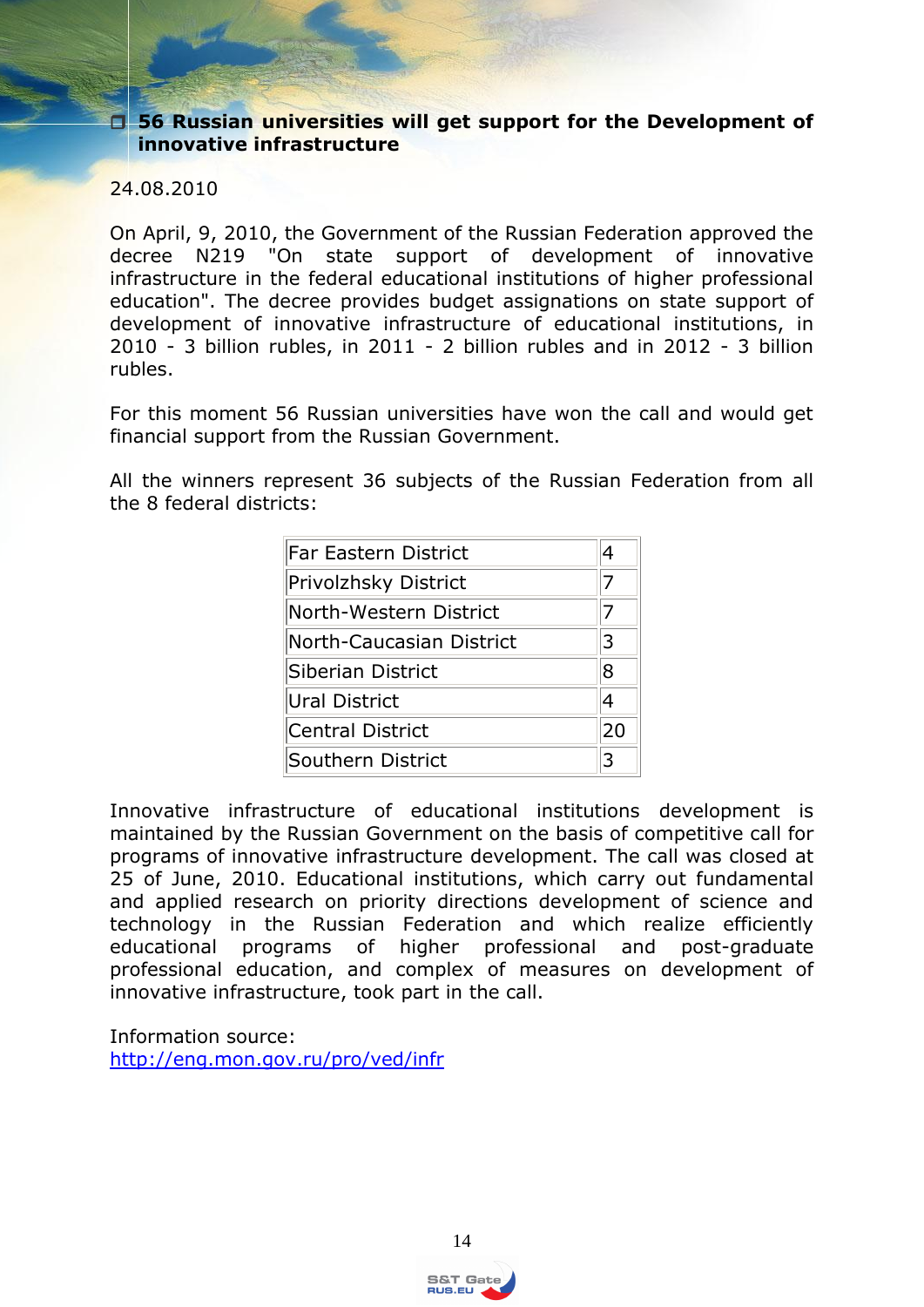## 56 Russian universities will get support for the Development of innovative infrastructure

24.08.2010

On April, 9, 2010, the Government of the Russian Federation approved the decree N219 "On state support of development of innovative infrastructure in the federal educational institutions of higher professional education". The decree provides budget assignations on state support of development of innovative infrastructure of educational institutions, in 2010 - 3 billion rubles, in 2011 - 2 billion rubles and in 2012 - 3 billion rubles.

For this moment 56 Russian universities have won the call and would get financial support from the Russian Government.

All the winners represent 36 subjects of the Russian Federation from all the 8 federal districts:

| | |
|---|---|
| Far Eastern District | 4 |
| Privolzhsky District | 7 |
| North-Western District | 7 |
| North-Caucasian District | 3 |
| Siberian District | 8 |
| Ural District | 4 |
| Central District | 20 |
| Southern District | 3 |

Innovative infrastructure of educational institutions development is maintained by the Russian Government on the basis of competitive call for programs of innovative infrastructure development. The call was closed at 25 of June, 2010. Educational institutions, which carry out fundamental and applied research on priority directions development of science and technology in the Russian Federation and which realize efficiently educational programs of higher professional and post-graduate professional education, and complex of measures on development of innovative infrastructure, took part in the call.

Information source:
[http://eng.mon.gov.ru/pro/ved/infr](http://eng.mon.gov.ru/pro/ved/infr)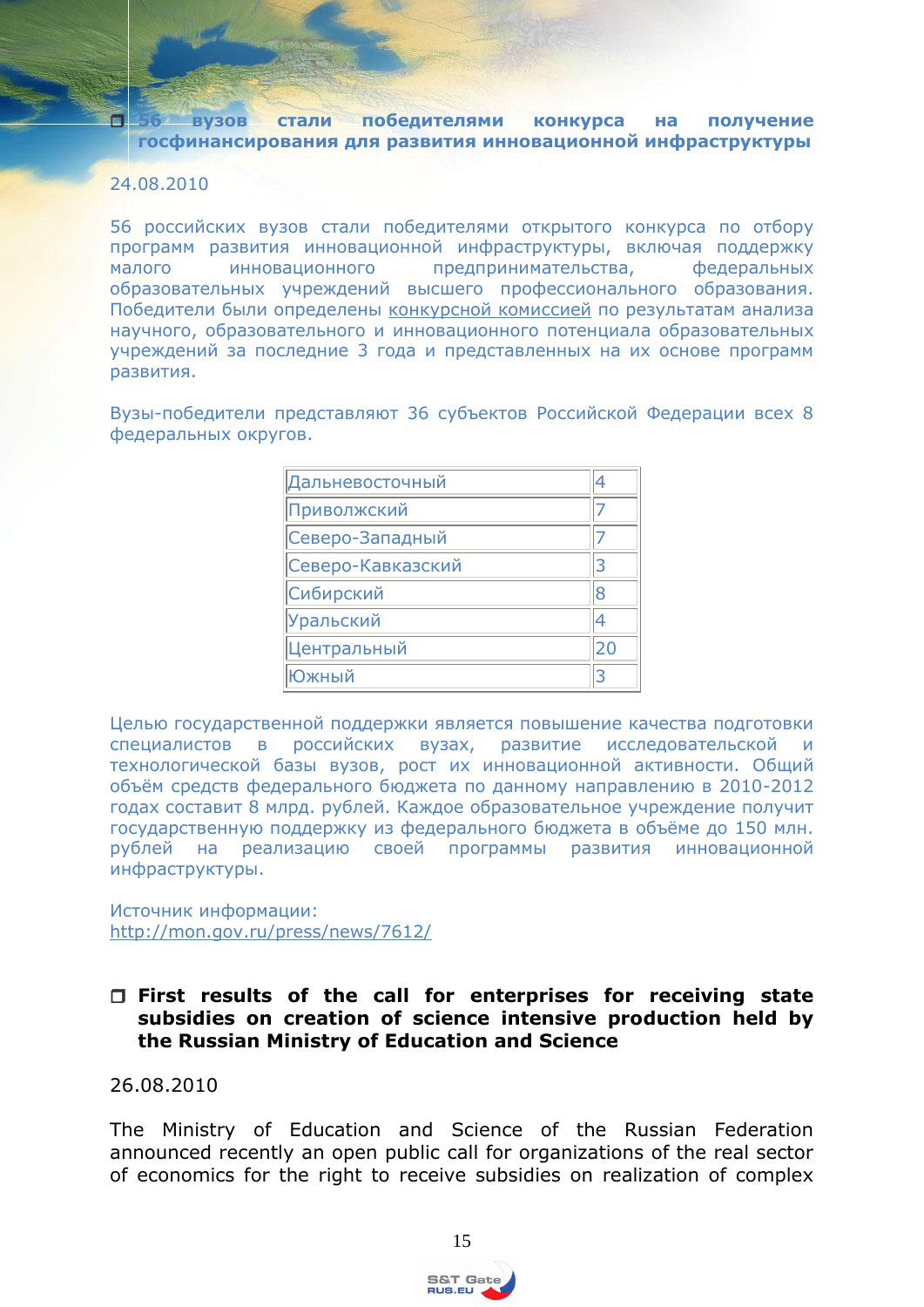## 56 вузов стали победителями конкурса на получение госфинансирования для развития инновационной инфраструктуры

24.08.2010

56 российских вузов стали победителями открытого конкурса по отбору программ развития инновационной инфраструктуры, включая поддержку малого инновационного предпринимательства, федеральных образовательных учреждений высшего профессионального образования. Победители были определены конкурсной комиссией по результатам анализа научного, образовательного и инновационного потенциала образовательных учреждений за последние 3 года и представленных на их основе программ развития.

Вузы-победители представляют 36 субъектов Российской Федерации всех 8 федеральных округов.

| | |
|---|---|
| Дальневосточный | 4 |
| Приволжский | 7 |
| Северо-Западный | 7 |
| Северо-Кавказский | 3 |
| Сибирский | 8 |
| Уральский | 4 |
| Центральный | 20 |
| Южный | 3 |

Целью государственной поддержки является повышение качества подготовки специалистов в российских вузах, развитие исследовательской и технологической базы вузов, рост их инновационной активности. Общий объём средств федерального бюджета по данному направлению в 2010-2012 годах составит 8 млрд. рублей. Каждое образовательное учреждение получит государственную поддержку из федерального бюджета в объёме до 150 млн. рублей на реализацию своей программы развития инновационной инфраструктуры.

Источник информации:
http://mon.gov.ru/press/news/7612/

## First results of the call for enterprises for receiving state subsidies on creation of science intensive production held by the Russian Ministry of Education and Science

26.08.2010

The Ministry of Education and Science of the Russian Federation announced recently an open public call for organizations of the real sector of economics for the right to receive subsidies on realization of complex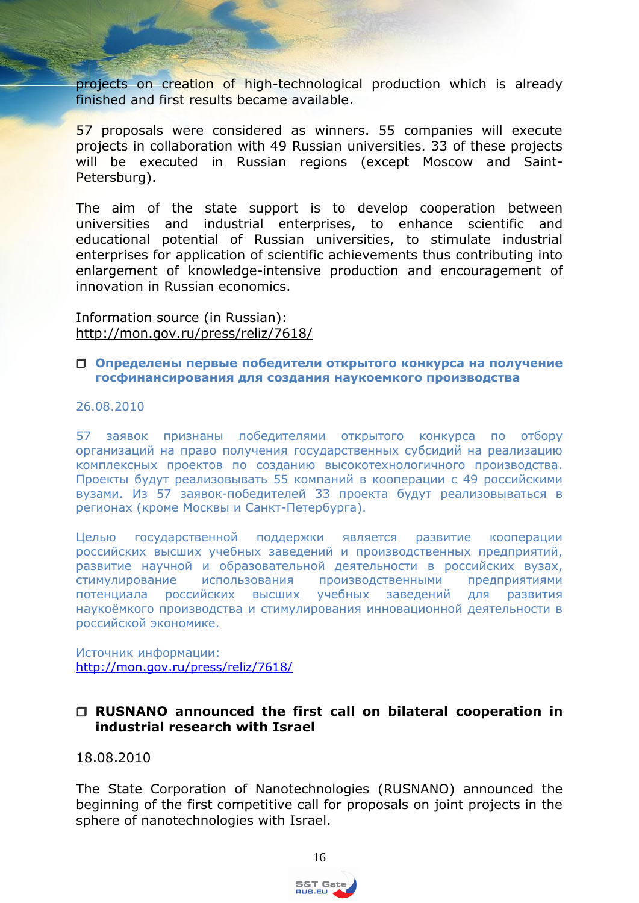projects on creation of high-technological production which is already finished and first results became available.

57 proposals were considered as winners. 55 companies will execute projects in collaboration with 49 Russian universities. 33 of these projects will be executed in Russian regions (except Moscow and Saint-Petersburg).

The aim of the state support is to develop cooperation between universities and industrial enterprises, to enhance scientific and educational potential of Russian universities, to stimulate industrial enterprises for application of scientific achievements thus contributing into enlargement of knowledge-intensive production and encouragement of innovation in Russian economics.

Information source (in Russian):
http://mon.gov.ru/press/reliz/7618/

### Определены первые победители открытого конкурса на получение госфинансирования для создания наукоемкого производства

26.08.2010

57 заявок признаны победителями открытого конкурса по отбору организаций на право получения государственных субсидий на реализацию комплексных проектов по созданию высокотехнологичного производства. Проекты будут реализовывать 55 компаний в кооперации с 49 российскими вузами. Из 57 заявок-победителей 33 проекта будут реализовываться в регионах (кроме Москвы и Санкт-Петербурга).

Целью государственной поддержки является развитие кооперации российских высших учебных заведений и производственных предприятий, развитие научной и образовательной деятельности в российских вузах, стимулирование использования производственными предприятиями потенциала российских высших учебных заведений для развития наукоёмкого производства и стимулирования инновационной деятельности в российской экономике.

Источник информации:
http://mon.gov.ru/press/reliz/7618/

### RUSNANO announced the first call on bilateral cooperation in industrial research with Israel

18.08.2010

The State Corporation of Nanotechnologies (RUSNANO) announced the beginning of the first competitive call for proposals on joint projects in the sphere of nanotechnologies with Israel.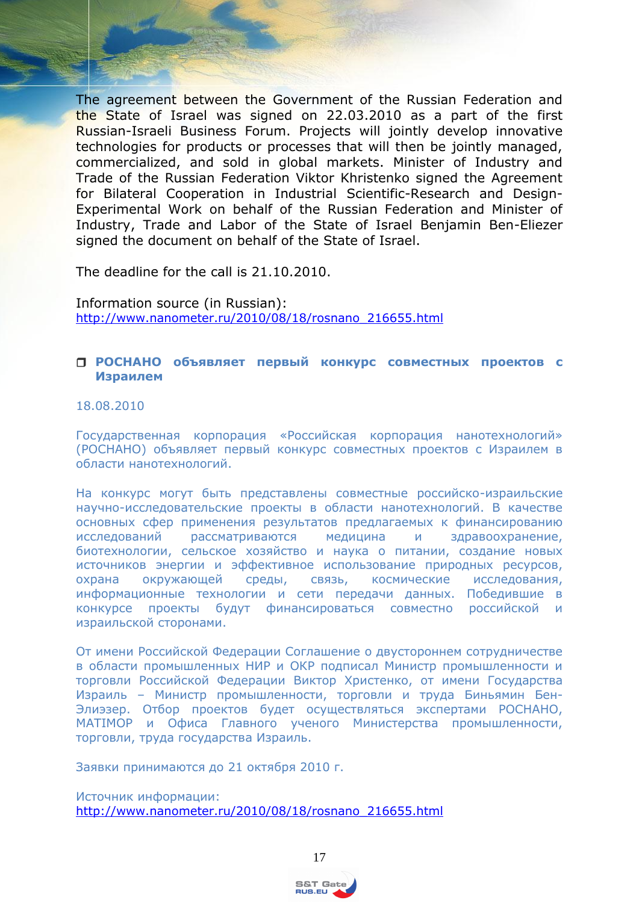The agreement between the Government of the Russian Federation and the State of Israel was signed on 22.03.2010 as a part of the first Russian-Israeli Business Forum. Projects will jointly develop innovative technologies for products or processes that will then be jointly managed, commercialized, and sold in global markets. Minister of Industry and Trade of the Russian Federation Viktor Khristenko signed the Agreement for Bilateral Cooperation in Industrial Scientific-Research and Design-Experimental Work on behalf of the Russian Federation and Minister of Industry, Trade and Labor of the State of Israel Benjamin Ben-Eliezer signed the document on behalf of the State of Israel.

The deadline for the call is 21.10.2010.

Information source (in Russian):
http://www.nanometer.ru/2010/08/18/rosnano_216655.html

### ❒ РОСНАНО объявляет первый конкурс совместных проектов с Израилем

18.08.2010

Государственная корпорация «Российская корпорация нанотехнологий» (РОСНАНО) объявляет первый конкурс совместных проектов с Израилем в области нанотехнологий.

На конкурс могут быть представлены совместные российско-израильские научно-исследовательские проекты в области нанотехнологий. В качестве основных сфер применения результатов предлагаемых к финансированию исследований рассматриваются медицина и здравоохранение, биотехнологии, сельское хозяйство и наука о питании, создание новых источников энергии и эффективное использование природных ресурсов, охрана окружающей среды, связь, космические исследования, информационные технологии и сети передачи данных. Победившие в конкурсе проекты будут финансироваться совместно российской и израильской сторонами.

От имени Российской Федерации Соглашение о двустороннем сотрудничестве в области промышленных НИР и ОКР подписал Министр промышленности и торговли Российской Федерации Виктор Христенко, от имени Государства Израиль – Министр промышленности, торговли и труда Биньямин Бен-Элиэзер. Отбор проектов будет осуществляться экспертами РОСНАНО, МАТИМОР и Офиса Главного ученого Министерства промышленности, торговли, труда государства Израиль.

Заявки принимаются до 21 октября 2010 г.

Источник информации:
http://www.nanometer.ru/2010/08/18/rosnano_216655.html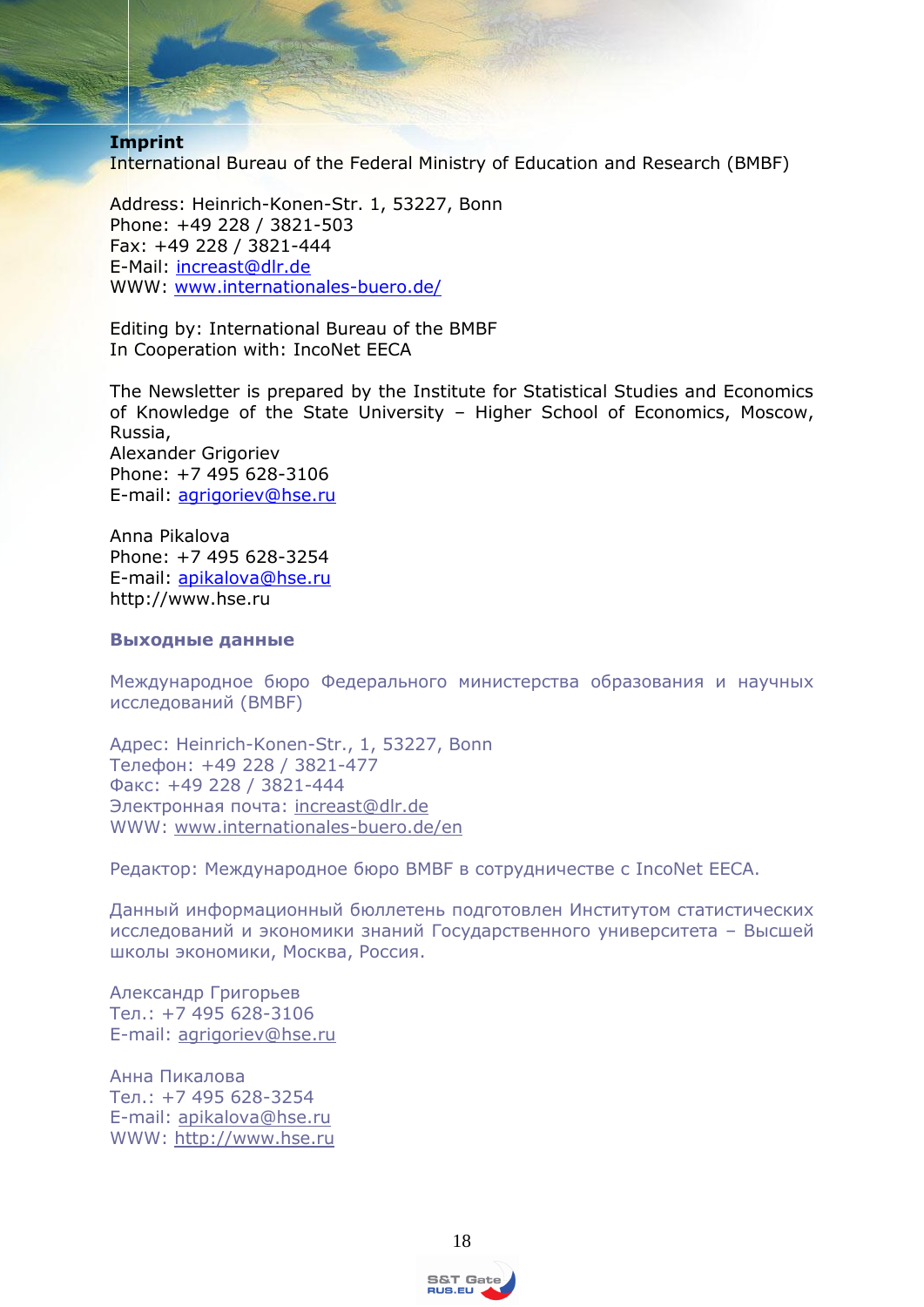**Imprint**

International Bureau of the Federal Ministry of Education and Research (BMBF)

Address: Heinrich-Konen-Str. 1, 53227, Bonn
Phone: +49 228 / 3821-503
Fax: +49 228 / 3821-444
E-Mail: increast@dlr.de
WWW: www.internationales-buero.de/

Editing by: International Bureau of the BMBF
In Cooperation with: IncoNet EECA

The Newsletter is prepared by the Institute for Statistical Studies and Economics of Knowledge of the State University – Higher School of Economics, Moscow, Russia,
Alexander Grigoriev
Phone: +7 495 628-3106
E-mail: agrigoriev@hse.ru

Anna Pikalova
Phone: +7 495 628-3254
E-mail: apikalova@hse.ru
http://www.hse.ru

**Выходные данные**

Международное бюро Федерального министерства образования и научных исследований (BMBF)

Адрес: Heinrich-Konen-Str., 1, 53227, Bonn
Телефон: +49 228 / 3821-477
Факс: +49 228 / 3821-444
Электронная почта: increast@dlr.de
WWW: www.internationales-buero.de/en

Редактор: Международное бюро BMBF в сотрудничестве с IncoNet EECA.

Данный информационный бюллетень подготовлен Институтом статистических исследований и экономики знаний Государственного университета – Высшей школы экономики, Москва, Россия.

Александр Григорьев
Тел.: +7 495 628-3106
E-mail: agrigoriev@hse.ru

Анна Пикалова
Тел.: +7 495 628-3254
E-mail: apikalova@hse.ru
WWW: http://www.hse.ru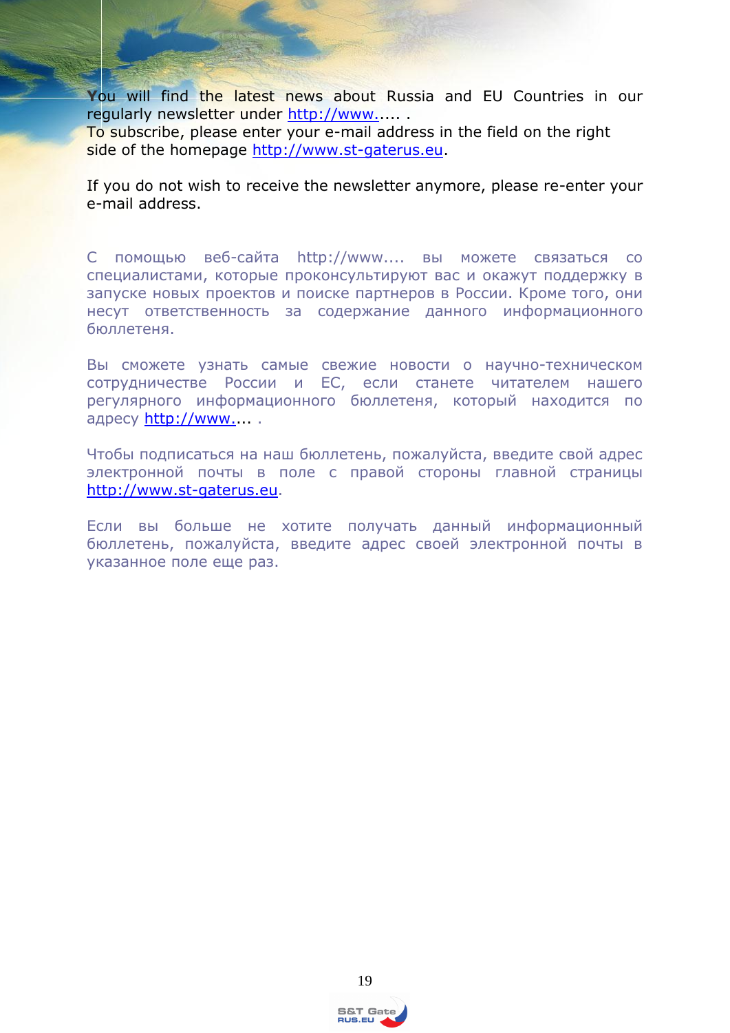You will find the latest news about Russia and EU Countries in our regularly newsletter under http://www..... .
To subscribe, please enter your e-mail address in the field on the right side of the homepage http://www.st-gaterus.eu.

If you do not wish to receive the newsletter anymore, please re-enter your e-mail address.

С помощью веб-сайта http://www.... вы можете связаться со специалистами, которые проконсультируют вас и окажут поддержку в запуске новых проектов и поиске партнеров в России. Кроме того, они несут ответственность за содержание данного информационного бюллетеня.

Вы сможете узнать самые свежие новости о научно-техническом сотрудничестве России и ЕС, если станете читателем нашего регулярного информационного бюллетеня, который находится по адресу http://www.... .

Чтобы подписаться на наш бюллетень, пожалуйста, введите свой адрес электронной почты в поле с правой стороны главной страницы http://www.st-gaterus.eu.

Если вы больше не хотите получать данный информационный бюллетень, пожалуйста, введите адрес своей электронной почты в указанное поле еще раз.